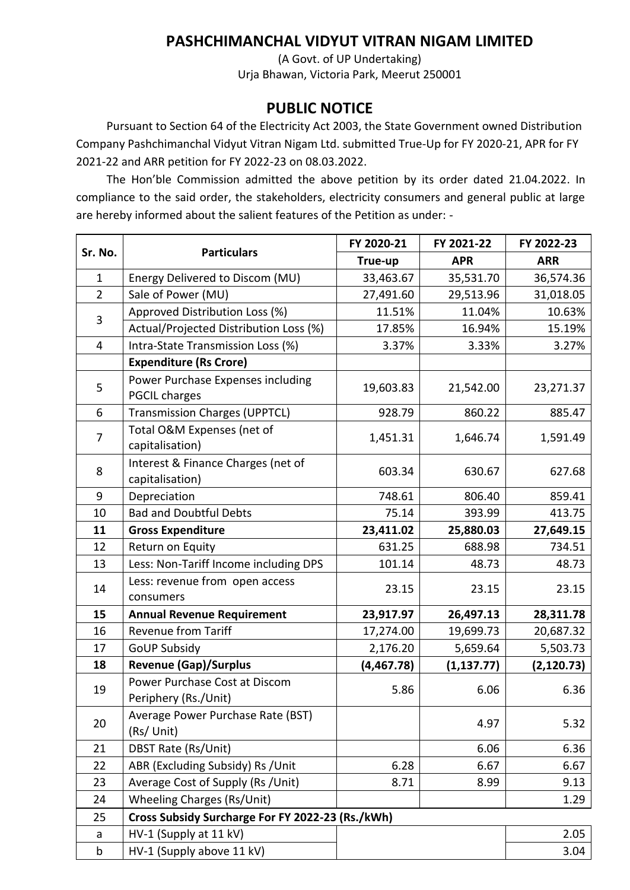# PASHCHIMANCHAL VIDYUT VITRAN NIGAM LIMITED

(A Govt. of UP Undertaking)
Urja Bhawan, Victoria Park, Meerut 250001

## PUBLIC NOTICE

Pursuant to Section 64 of the Electricity Act 2003, the State Government owned Distribution Company Pashchimanchal Vidyut Vitran Nigam Ltd. submitted True-Up for FY 2020-21, APR for FY 2021-22 and ARR petition for FY 2022-23 on 08.03.2022.

The Hon'ble Commission admitted the above petition by its order dated 21.04.2022. In compliance to the said order, the stakeholders, electricity consumers and general public at large are hereby informed about the salient features of the Petition as under: -

| Sr. No. | Particulars | FY 2020-21 | FY 2021-22 | FY 2022-23 |
|---|---|---|---|---|
| | | True-up | APR | ARR |
| 1 | Energy Delivered to Discom (MU) | 33,463.67 | 35,531.70 | 36,574.36 |
| 2 | Sale of Power (MU) | 27,491.60 | 29,513.96 | 31,018.05 |
| 3 | Approved Distribution Loss (%) | 11.51% | 11.04% | 10.63% |
| | Actual/Projected Distribution Loss (%) | 17.85% | 16.94% | 15.19% |
| 4 | Intra-State Transmission Loss (%) | 3.37% | 3.33% | 3.27% |
| | **Expenditure (Rs Crore)** | | | |
| 5 | Power Purchase Expenses including PGCIL charges | 19,603.83 | 21,542.00 | 23,271.37 |
| 6 | Transmission Charges (UPPTCL) | 928.79 | 860.22 | 885.47 |
| 7 | Total O&M Expenses (net of capitalisation) | 1,451.31 | 1,646.74 | 1,591.49 |
| 8 | Interest & Finance Charges (net of capitalisation) | 603.34 | 630.67 | 627.68 |
| 9 | Depreciation | 748.61 | 806.40 | 859.41 |
| 10 | Bad and Doubtful Debts | 75.14 | 393.99 | 413.75 |
| **11** | **Gross Expenditure** | **23,411.02** | **25,880.03** | **27,649.15** |
| 12 | Return on Equity | 631.25 | 688.98 | 734.51 |
| 13 | Less: Non-Tariff Income including DPS | 101.14 | 48.73 | 48.73 |
| 14 | Less: revenue from open access consumers | 23.15 | 23.15 | 23.15 |
| **15** | **Annual Revenue Requirement** | **23,917.97** | **26,497.13** | **28,311.78** |
| 16 | Revenue from Tariff | 17,274.00 | 19,699.73 | 20,687.32 |
| 17 | GoUP Subsidy | 2,176.20 | 5,659.64 | 5,503.73 |
| **18** | **Revenue (Gap)/Surplus** | **(4,467.78)** | **(1,137.77)** | **(2,120.73)** |
| 19 | Power Purchase Cost at Discom Periphery (Rs./Unit) | 5.86 | 6.06 | 6.36 |
| 20 | Average Power Purchase Rate (BST) (Rs/ Unit) | | 4.97 | 5.32 |
| 21 | DBST Rate (Rs/Unit) | | 6.06 | 6.36 |
| 22 | ABR (Excluding Subsidy) Rs /Unit | 6.28 | 6.67 | 6.67 |
| 23 | Average Cost of Supply (Rs /Unit) | 8.71 | 8.99 | 9.13 |
| 24 | Wheeling Charges (Rs/Unit) | | | 1.29 |
| 25 | **Cross Subsidy Surcharge For FY 2022-23 (Rs./kWh)** | | | |
| a | HV-1 (Supply at 11 kV) | | | 2.05 |
| b | HV-1 (Supply above 11 kV) | | | 3.04 |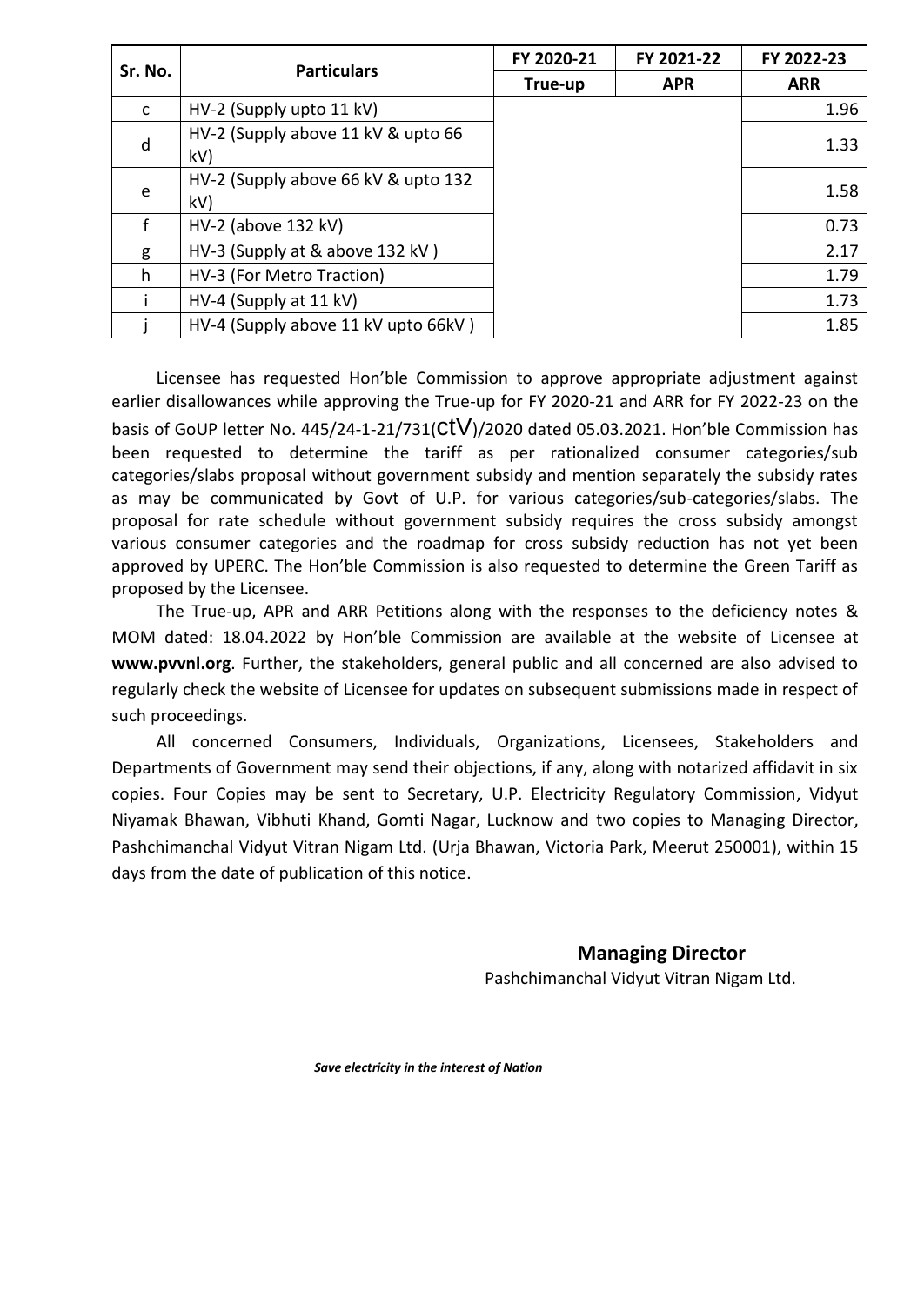| Sr. No. | Particulars | FY 2020-21 | FY 2021-22 | FY 2022-23 |
|---|---|---|---|---|
| | | True-up | APR | ARR |
| c | HV-2 (Supply upto 11 kV) | | | 1.96 |
| d | HV-2 (Supply above 11 kV & upto 66 kV) | | | 1.33 |
| e | HV-2 (Supply above 66 kV & upto 132 kV) | | | 1.58 |
| f | HV-2 (above 132 kV) | | | 0.73 |
| g | HV-3 (Supply at & above 132 kV ) | | | 2.17 |
| h | HV-3 (For Metro Traction) | | | 1.79 |
| i | HV-4 (Supply at 11 kV) | | | 1.73 |
| j | HV-4 (Supply above 11 kV upto 66kV ) | | | 1.85 |

Licensee has requested Hon'ble Commission to approve appropriate adjustment against earlier disallowances while approving the True-up for FY 2020-21 and ARR for FY 2022-23 on the basis of GoUP letter No. 445/24-1-21/731(ctV)/2020 dated 05.03.2021. Hon'ble Commission has been requested to determine the tariff as per rationalized consumer categories/sub categories/slabs proposal without government subsidy and mention separately the subsidy rates as may be communicated by Govt of U.P. for various categories/sub-categories/slabs. The proposal for rate schedule without government subsidy requires the cross subsidy amongst various consumer categories and the roadmap for cross subsidy reduction has not yet been approved by UPERC. The Hon'ble Commission is also requested to determine the Green Tariff as proposed by the Licensee.

The True-up, APR and ARR Petitions along with the responses to the deficiency notes & MOM dated: 18.04.2022 by Hon'ble Commission are available at the website of Licensee at **www.pvvnl.org**. Further, the stakeholders, general public and all concerned are also advised to regularly check the website of Licensee for updates on subsequent submissions made in respect of such proceedings.

All concerned Consumers, Individuals, Organizations, Licensees, Stakeholders and Departments of Government may send their objections, if any, along with notarized affidavit in six copies. Four Copies may be sent to Secretary, U.P. Electricity Regulatory Commission, Vidyut Niyamak Bhawan, Vibhuti Khand, Gomti Nagar, Lucknow and two copies to Managing Director, Pashchimanchal Vidyut Vitran Nigam Ltd. (Urja Bhawan, Victoria Park, Meerut 250001), within 15 days from the date of publication of this notice.

**Managing Director**

Pashchimanchal Vidyut Vitran Nigam Ltd.

***Save electricity in the interest of Nation***